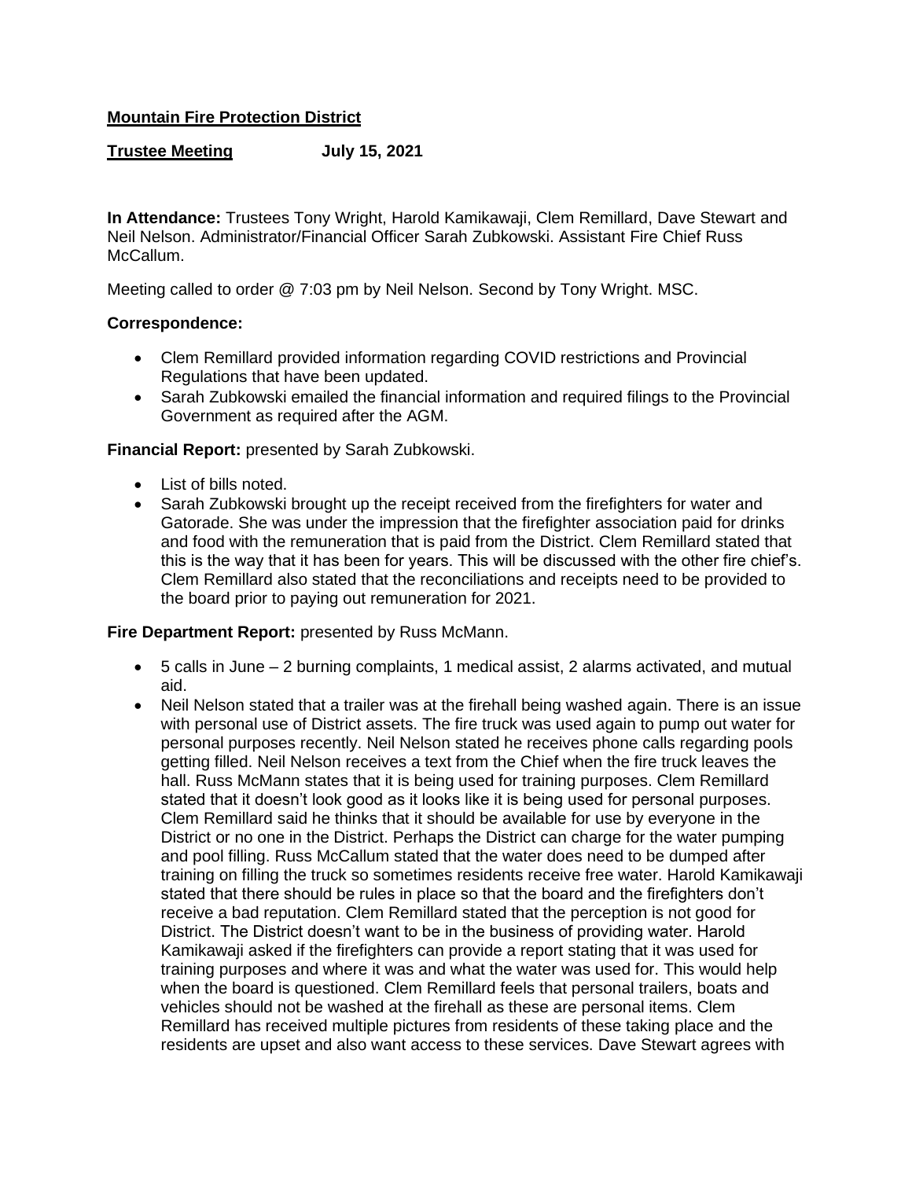**Mountain Fire Protection District**

**Trustee Meeting July 15, 2021**

**In Attendance:** Trustees Tony Wright, Harold Kamikawaji, Clem Remillard, Dave Stewart and Neil Nelson. Administrator/Financial Officer Sarah Zubkowski. Assistant Fire Chief Russ McCallum.

Meeting called to order @ 7:03 pm by Neil Nelson. Second by Tony Wright. MSC.

**Correspondence:**

- Clem Remillard provided information regarding COVID restrictions and Provincial Regulations that have been updated.
- Sarah Zubkowski emailed the financial information and required filings to the Provincial Government as required after the AGM.

**Financial Report:** presented by Sarah Zubkowski.

- List of bills noted.
- Sarah Zubkowski brought up the receipt received from the firefighters for water and Gatorade. She was under the impression that the firefighter association paid for drinks and food with the remuneration that is paid from the District. Clem Remillard stated that this is the way that it has been for years. This will be discussed with the other fire chief's. Clem Remillard also stated that the reconciliations and receipts need to be provided to the board prior to paying out remuneration for 2021.

**Fire Department Report:** presented by Russ McMann.

- 5 calls in June – 2 burning complaints, 1 medical assist, 2 alarms activated, and mutual aid.
- Neil Nelson stated that a trailer was at the firehall being washed again. There is an issue with personal use of District assets. The fire truck was used again to pump out water for personal purposes recently. Neil Nelson stated he receives phone calls regarding pools getting filled. Neil Nelson receives a text from the Chief when the fire truck leaves the hall. Russ McMann states that it is being used for training purposes. Clem Remillard stated that it doesn't look good as it looks like it is being used for personal purposes. Clem Remillard said he thinks that it should be available for use by everyone in the District or no one in the District. Perhaps the District can charge for the water pumping and pool filling. Russ McCallum stated that the water does need to be dumped after training on filling the truck so sometimes residents receive free water. Harold Kamikawaji stated that there should be rules in place so that the board and the firefighters don't receive a bad reputation. Clem Remillard stated that the perception is not good for District. The District doesn't want to be in the business of providing water. Harold Kamikawaji asked if the firefighters can provide a report stating that it was used for training purposes and where it was and what the water was used for. This would help when the board is questioned. Clem Remillard feels that personal trailers, boats and vehicles should not be washed at the firehall as these are personal items. Clem Remillard has received multiple pictures from residents of these taking place and the residents are upset and also want access to these services. Dave Stewart agrees with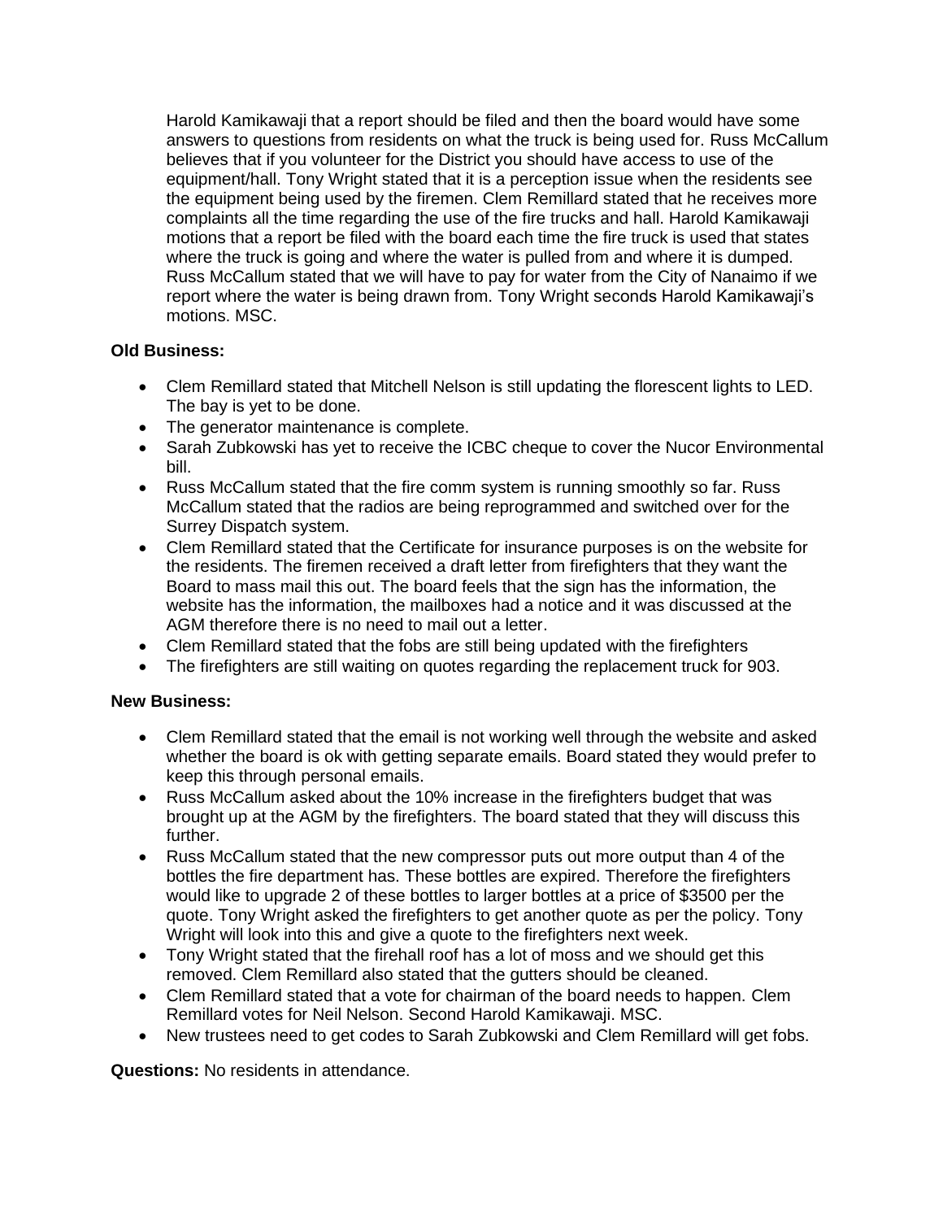Harold Kamikawaji that a report should be filed and then the board would have some answers to questions from residents on what the truck is being used for. Russ McCallum believes that if you volunteer for the District you should have access to use of the equipment/hall. Tony Wright stated that it is a perception issue when the residents see the equipment being used by the firemen. Clem Remillard stated that he receives more complaints all the time regarding the use of the fire trucks and hall. Harold Kamikawaji motions that a report be filed with the board each time the fire truck is used that states where the truck is going and where the water is pulled from and where it is dumped. Russ McCallum stated that we will have to pay for water from the City of Nanaimo if we report where the water is being drawn from. Tony Wright seconds Harold Kamikawaji's motions. MSC.

**Old Business:**

- Clem Remillard stated that Mitchell Nelson is still updating the florescent lights to LED. The bay is yet to be done.
- The generator maintenance is complete.
- Sarah Zubkowski has yet to receive the ICBC cheque to cover the Nucor Environmental bill.
- Russ McCallum stated that the fire comm system is running smoothly so far. Russ McCallum stated that the radios are being reprogrammed and switched over for the Surrey Dispatch system.
- Clem Remillard stated that the Certificate for insurance purposes is on the website for the residents. The firemen received a draft letter from firefighters that they want the Board to mass mail this out. The board feels that the sign has the information, the website has the information, the mailboxes had a notice and it was discussed at the AGM therefore there is no need to mail out a letter.
- Clem Remillard stated that the fobs are still being updated with the firefighters
- The firefighters are still waiting on quotes regarding the replacement truck for 903.

**New Business:**

- Clem Remillard stated that the email is not working well through the website and asked whether the board is ok with getting separate emails. Board stated they would prefer to keep this through personal emails.
- Russ McCallum asked about the 10% increase in the firefighters budget that was brought up at the AGM by the firefighters. The board stated that they will discuss this further.
- Russ McCallum stated that the new compressor puts out more output than 4 of the bottles the fire department has. These bottles are expired. Therefore the firefighters would like to upgrade 2 of these bottles to larger bottles at a price of $3500 per the quote. Tony Wright asked the firefighters to get another quote as per the policy. Tony Wright will look into this and give a quote to the firefighters next week.
- Tony Wright stated that the firehall roof has a lot of moss and we should get this removed. Clem Remillard also stated that the gutters should be cleaned.
- Clem Remillard stated that a vote for chairman of the board needs to happen. Clem Remillard votes for Neil Nelson. Second Harold Kamikawaji. MSC.
- New trustees need to get codes to Sarah Zubkowski and Clem Remillard will get fobs.

**Questions:** No residents in attendance.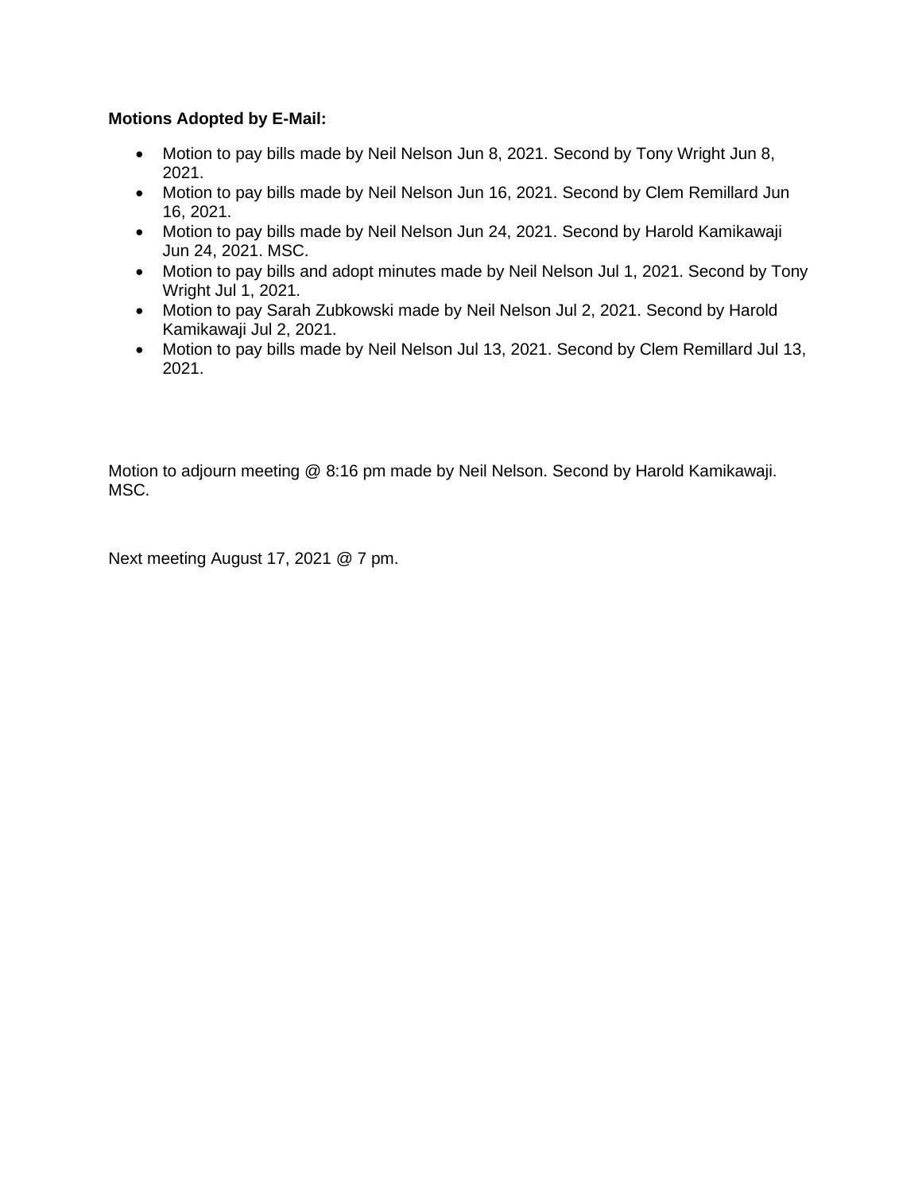**Motions Adopted by E-Mail:**

- Motion to pay bills made by Neil Nelson Jun 8, 2021. Second by Tony Wright Jun 8, 2021.
- Motion to pay bills made by Neil Nelson Jun 16, 2021. Second by Clem Remillard Jun 16, 2021.
- Motion to pay bills made by Neil Nelson Jun 24, 2021. Second by Harold Kamikawaji Jun 24, 2021. MSC.
- Motion to pay bills and adopt minutes made by Neil Nelson Jul 1, 2021. Second by Tony Wright Jul 1, 2021.
- Motion to pay Sarah Zubkowski made by Neil Nelson Jul 2, 2021. Second by Harold Kamikawaji Jul 2, 2021.
- Motion to pay bills made by Neil Nelson Jul 13, 2021. Second by Clem Remillard Jul 13, 2021.

Motion to adjourn meeting @ 8:16 pm made by Neil Nelson. Second by Harold Kamikawaji. MSC.

Next meeting August 17, 2021 @ 7 pm.